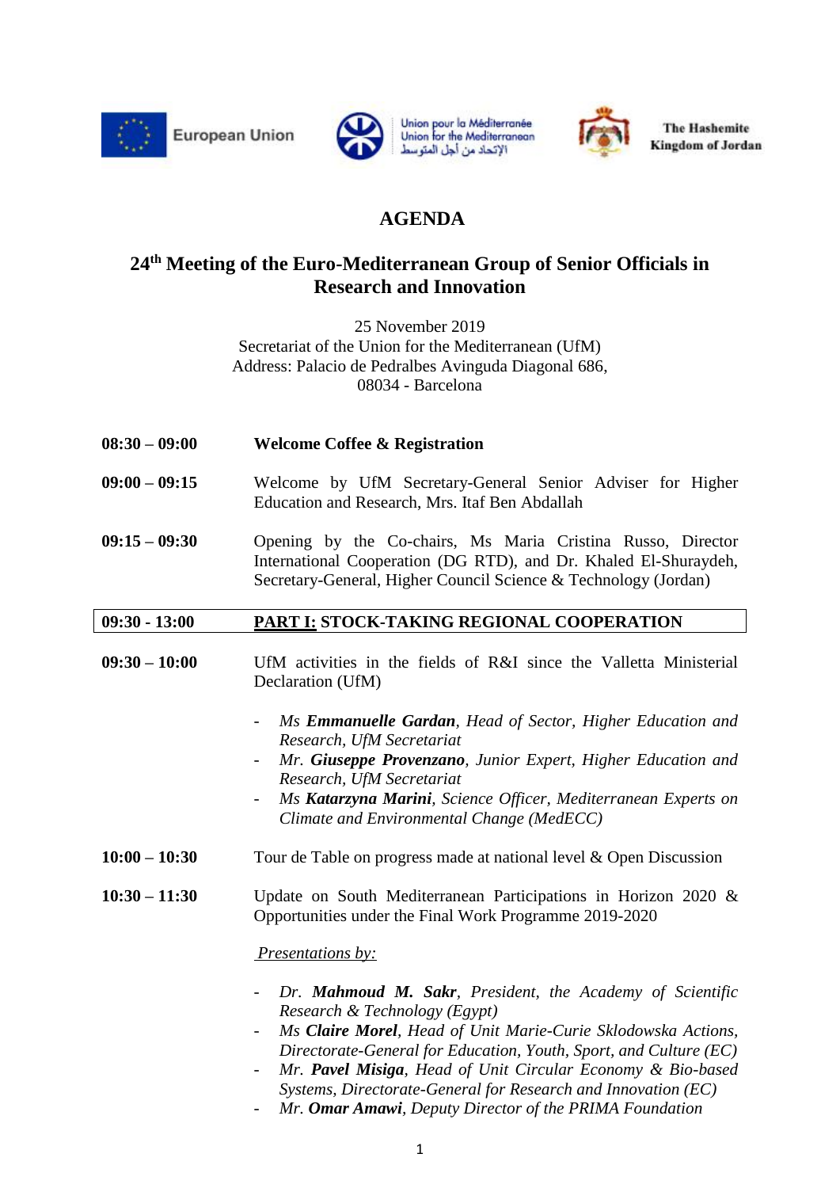European Union

Union pour la Méditerranée
Union for the Mediterranean
الإتحاد من أجل المتوسط

The Hashemite Kingdom of Jordan

# AGENDA

## 24th Meeting of the Euro-Mediterranean Group of Senior Officials in Research and Innovation

25 November 2019
Secretariat of the Union for the Mediterranean (UfM)
Address: Palacio de Pedralbes Avinguda Diagonal 686,
08034 - Barcelona

**08:30 – 09:00** **Welcome Coffee & Registration**

**09:00 – 09:15** Welcome by UfM Secretary-General Senior Adviser for Higher Education and Research, Mrs. Itaf Ben Abdallah

**09:15 – 09:30** Opening by the Co-chairs, Ms Maria Cristina Russo, Director International Cooperation (DG RTD), and Dr. Khaled El-Shuraydeh, Secretary-General, Higher Council Science & Technology (Jordan)

**09:30 - 13:00** **<u>PART I:</u> STOCK-TAKING REGIONAL COOPERATION**

**09:30 – 10:00** UfM activities in the fields of R&I since the Valletta Ministerial Declaration (UfM)

- *Ms **Emmanuelle Gardan**, Head of Sector, Higher Education and Research, UfM Secretariat*
- *Mr. **Giuseppe Provenzano**, Junior Expert, Higher Education and Research, UfM Secretariat*
- *Ms **Katarzyna Marini**, Science Officer, Mediterranean Experts on Climate and Environmental Change (MedECC)*

**10:00 – 10:30** Tour de Table on progress made at national level & Open Discussion

**10:30 – 11:30** Update on South Mediterranean Participations in Horizon 2020 & Opportunities under the Final Work Programme 2019-2020

*<u>Presentations by:</u>*

- *Dr. **Mahmoud M. Sakr**, President, the Academy of Scientific Research & Technology (Egypt)*
- *Ms **Claire Morel**, Head of Unit Marie-Curie Sklodowska Actions, Directorate-General for Education, Youth, Sport, and Culture (EC)*
- *Mr. **Pavel Misiga**, Head of Unit Circular Economy & Bio-based Systems, Directorate-General for Research and Innovation (EC)*
- *Mr. **Omar Amawi**, Deputy Director of the PRIMA Foundation*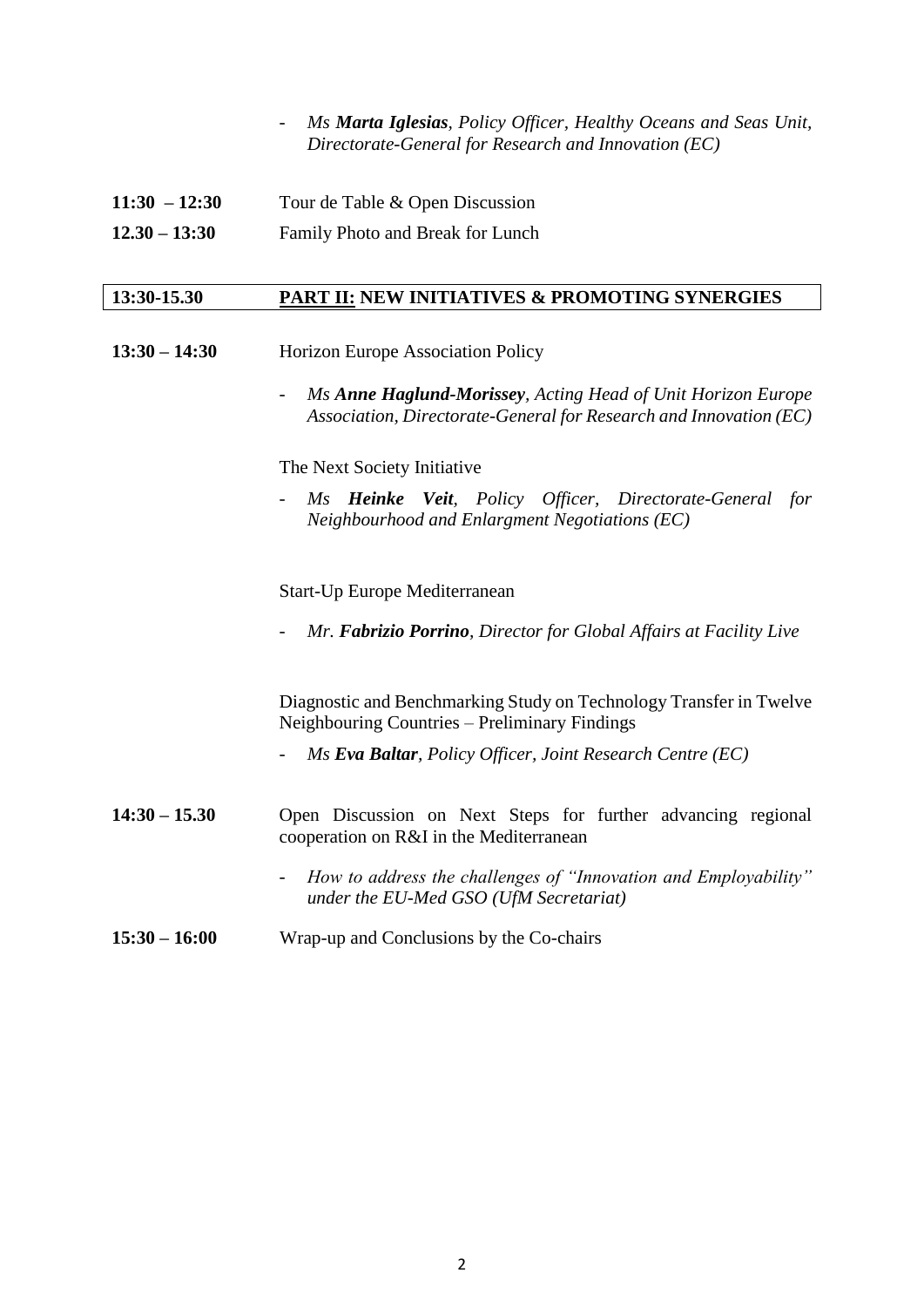- *Ms **Marta Iglesias**, Policy Officer, Healthy Oceans and Seas Unit, Directorate-General for Research and Innovation (EC)*

**11:30 – 12:30** Tour de Table & Open Discussion

**12.30 – 13:30** Family Photo and Break for Lunch

| **13:30-15.30** | **PART II: NEW INITIATIVES & PROMOTING SYNERGIES** |
|---|---|

**13:30 – 14:30** Horizon Europe Association Policy

- *Ms **Anne Haglund-Morissey**, Acting Head of Unit Horizon Europe Association, Directorate-General for Research and Innovation (EC)*

The Next Society Initiative

- *Ms **Heinke Veit**, Policy Officer, Directorate-General for Neighbourhood and Enlargment Negotiations (EC)*

Start-Up Europe Mediterranean

- *Mr. **Fabrizio Porrino**, Director for Global Affairs at Facility Live*

Diagnostic and Benchmarking Study on Technology Transfer in Twelve Neighbouring Countries – Preliminary Findings

- *Ms **Eva Baltar**, Policy Officer, Joint Research Centre (EC)*

**14:30 – 15.30** Open Discussion on Next Steps for further advancing regional cooperation on R&I in the Mediterranean

- *How to address the challenges of "Innovation and Employability" under the EU-Med GSO (UfM Secretariat)*

**15:30 – 16:00** Wrap-up and Conclusions by the Co-chairs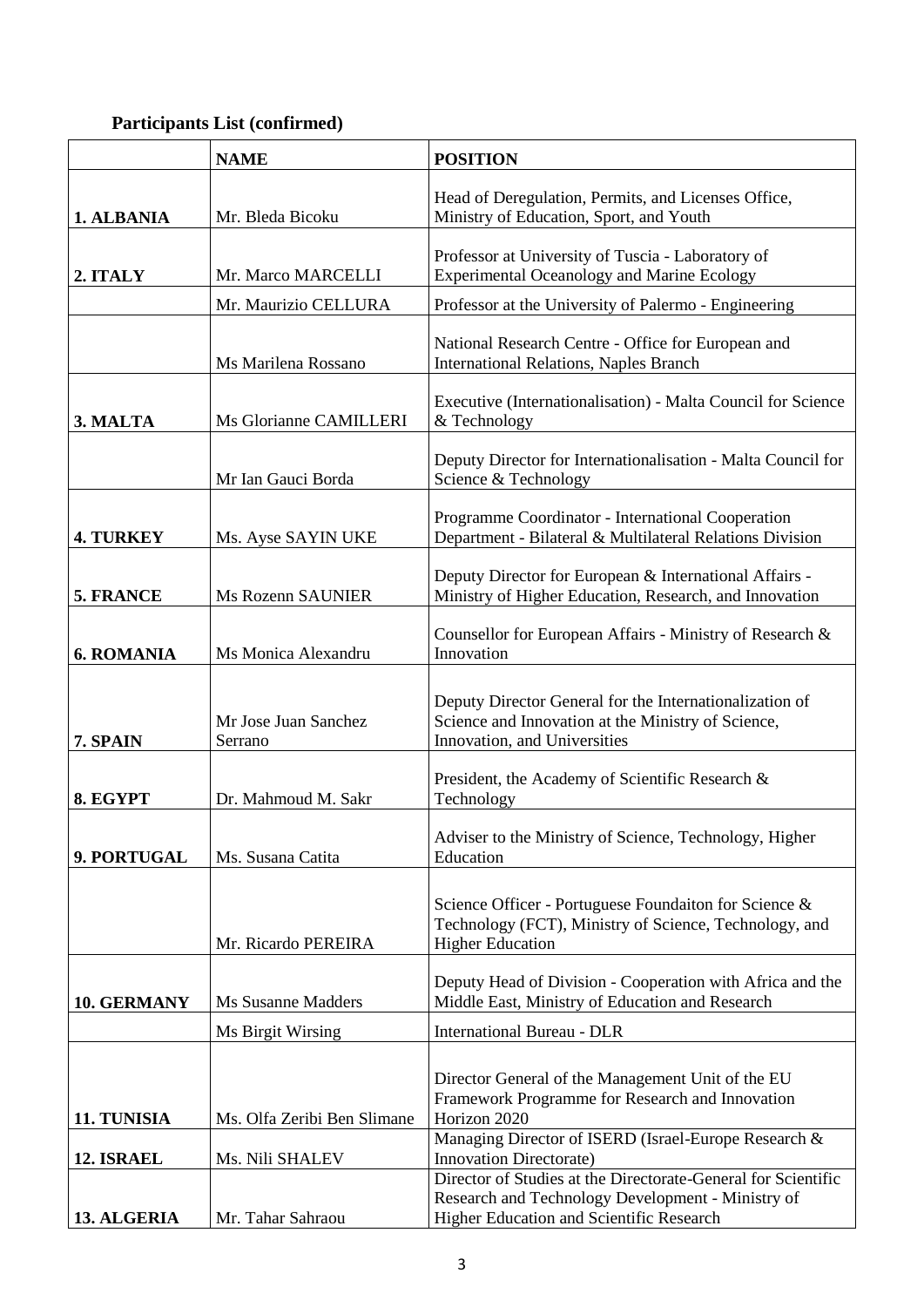## Participants List (confirmed)

| | NAME | POSITION |
|---|---|---|
| **1. ALBANIA** | Mr. Bleda Bicoku | Head of Deregulation, Permits, and Licenses Office, Ministry of Education, Sport, and Youth |
| **2. ITALY** | Mr. Marco MARCELLI | Professor at University of Tuscia - Laboratory of Experimental Oceanology and Marine Ecology |
| | Mr. Maurizio CELLURA | Professor at the University of Palermo - Engineering |
| | Ms Marilena Rossano | National Research Centre - Office for European and International Relations, Naples Branch |
| **3. MALTA** | Ms Glorianne CAMILLERI | Executive (Internationalisation) - Malta Council for Science & Technology |
| | Mr Ian Gauci Borda | Deputy Director for Internationalisation - Malta Council for Science & Technology |
| **4. TURKEY** | Ms. Ayse SAYIN UKE | Programme Coordinator - International Cooperation Department - Bilateral & Multilateral Relations Division |
| **5. FRANCE** | Ms Rozenn SAUNIER | Deputy Director for European & International Affairs - Ministry of Higher Education, Research, and Innovation |
| **6. ROMANIA** | Ms Monica Alexandru | Counsellor for European Affairs - Ministry of Research & Innovation |
| **7. SPAIN** | Mr Jose Juan Sanchez Serrano | Deputy Director General for the Internationalization of Science and Innovation at the Ministry of Science, Innovation, and Universities |
| **8. EGYPT** | Dr. Mahmoud M. Sakr | President, the Academy of Scientific Research & Technology |
| **9. PORTUGAL** | Ms. Susana Catita | Adviser to the Ministry of Science, Technology, Higher Education |
| | Mr. Ricardo PEREIRA | Science Officer - Portuguese Foundaiton for Science & Technology (FCT), Ministry of Science, Technology, and Higher Education |
| **10. GERMANY** | Ms Susanne Madders | Deputy Head of Division - Cooperation with Africa and the Middle East, Ministry of Education and Research |
| | Ms Birgit Wirsing | International Bureau - DLR |
| **11. TUNISIA** | Ms. Olfa Zeribi Ben Slimane | Director General of the Management Unit of the EU Framework Programme for Research and Innovation Horizon 2020 |
| **12. ISRAEL** | Ms. Nili SHALEV | Managing Director of ISERD (Israel-Europe Research & Innovation Directorate) |
| **13. ALGERIA** | Mr. Tahar Sahraou | Director of Studies at the Directorate-General for Scientific Research and Technology Development - Ministry of Higher Education and Scientific Research |